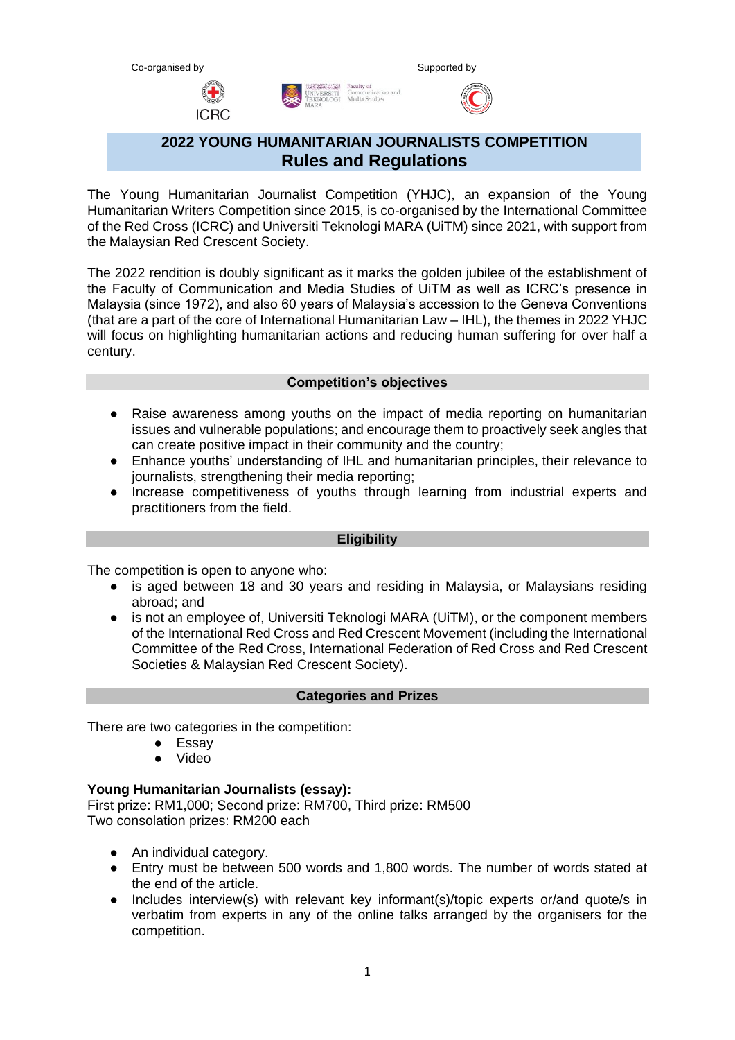Co-organised by

ICRC

Supported by

# 2022 YOUNG HUMANITARIAN JOURNALISTS COMPETITION
## Rules and Regulations

The Young Humanitarian Journalist Competition (YHJC), an expansion of the Young Humanitarian Writers Competition since 2015, is co-organised by the International Committee of the Red Cross (ICRC) and Universiti Teknologi MARA (UiTM) since 2021, with support from the Malaysian Red Crescent Society.

The 2022 rendition is doubly significant as it marks the golden jubilee of the establishment of the Faculty of Communication and Media Studies of UiTM as well as ICRC's presence in Malaysia (since 1972), and also 60 years of Malaysia's accession to the Geneva Conventions (that are a part of the core of International Humanitarian Law – IHL), the themes in 2022 YHJC will focus on highlighting humanitarian actions and reducing human suffering for over half a century.

### Competition's objectives

- Raise awareness among youths on the impact of media reporting on humanitarian issues and vulnerable populations; and encourage them to proactively seek angles that can create positive impact in their community and the country;
- Enhance youths' understanding of IHL and humanitarian principles, their relevance to journalists, strengthening their media reporting;
- Increase competitiveness of youths through learning from industrial experts and practitioners from the field.

### Eligibility

The competition is open to anyone who:

- is aged between 18 and 30 years and residing in Malaysia, or Malaysians residing abroad; and
- is not an employee of, Universiti Teknologi MARA (UiTM), or the component members of the International Red Cross and Red Crescent Movement (including the International Committee of the Red Cross, International Federation of Red Cross and Red Crescent Societies & Malaysian Red Crescent Society).

### Categories and Prizes

There are two categories in the competition:

- Essay
- Video

**Young Humanitarian Journalists (essay):**
First prize: RM1,000; Second prize: RM700, Third prize: RM500
Two consolation prizes: RM200 each

- An individual category.
- Entry must be between 500 words and 1,800 words. The number of words stated at the end of the article.
- Includes interview(s) with relevant key informant(s)/topic experts or/and quote/s in verbatim from experts in any of the online talks arranged by the organisers for the competition.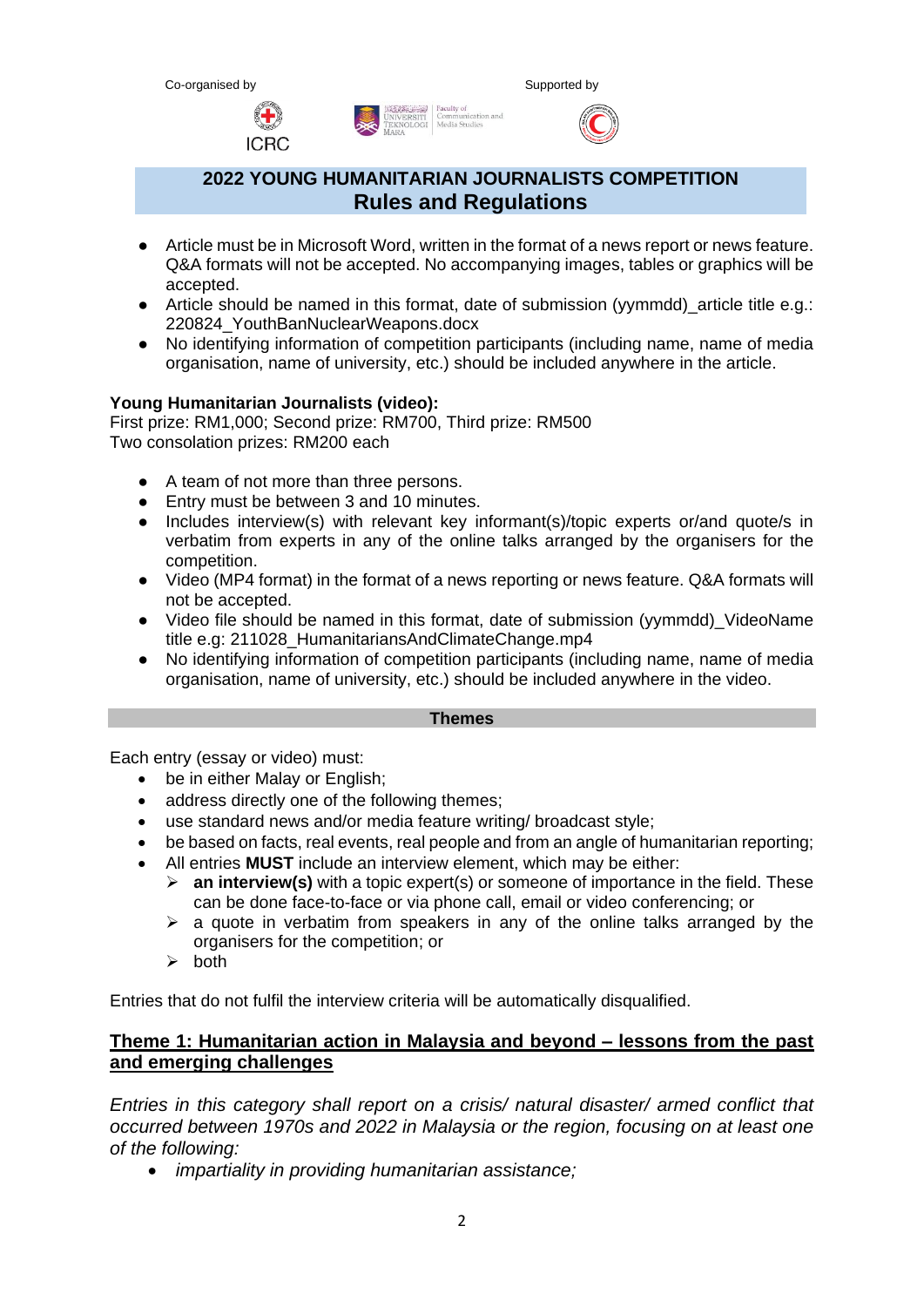Co-organised by

Supported by

## 2022 YOUNG HUMANITARIAN JOURNALISTS COMPETITION
## Rules and Regulations

- Article must be in Microsoft Word, written in the format of a news report or news feature. Q&A formats will not be accepted. No accompanying images, tables or graphics will be accepted.
- Article should be named in this format, date of submission (yymmdd)_article title e.g.: 220824_YouthBanNuclearWeapons.docx
- No identifying information of competition participants (including name, name of media organisation, name of university, etc.) should be included anywhere in the article.

**Young Humanitarian Journalists (video):**
First prize: RM1,000; Second prize: RM700, Third prize: RM500
Two consolation prizes: RM200 each

- A team of not more than three persons.
- Entry must be between 3 and 10 minutes.
- Includes interview(s) with relevant key informant(s)/topic experts or/and quote/s in verbatim from experts in any of the online talks arranged by the organisers for the competition.
- Video (MP4 format) in the format of a news reporting or news feature. Q&A formats will not be accepted.
- Video file should be named in this format, date of submission (yymmdd)_VideoName title e.g: 211028_HumanitariansAndClimateChange.mp4
- No identifying information of competition participants (including name, name of media organisation, name of university, etc.) should be included anywhere in the video.

### Themes

Each entry (essay or video) must:

- be in either Malay or English;
- address directly one of the following themes;
- use standard news and/or media feature writing/ broadcast style;
- be based on facts, real events, real people and from an angle of humanitarian reporting;
- All entries **MUST** include an interview element, which may be either:
  - **an interview(s)** with a topic expert(s) or someone of importance in the field. These can be done face-to-face or via phone call, email or video conferencing; or
  - a quote in verbatim from speakers in any of the online talks arranged by the organisers for the competition; or
  - both

Entries that do not fulfil the interview criteria will be automatically disqualified.

### Theme 1: Humanitarian action in Malaysia and beyond – lessons from the past and emerging challenges

*Entries in this category shall report on a crisis/ natural disaster/ armed conflict that occurred between 1970s and 2022 in Malaysia or the region, focusing on at least one of the following:*

- *impartiality in providing humanitarian assistance;*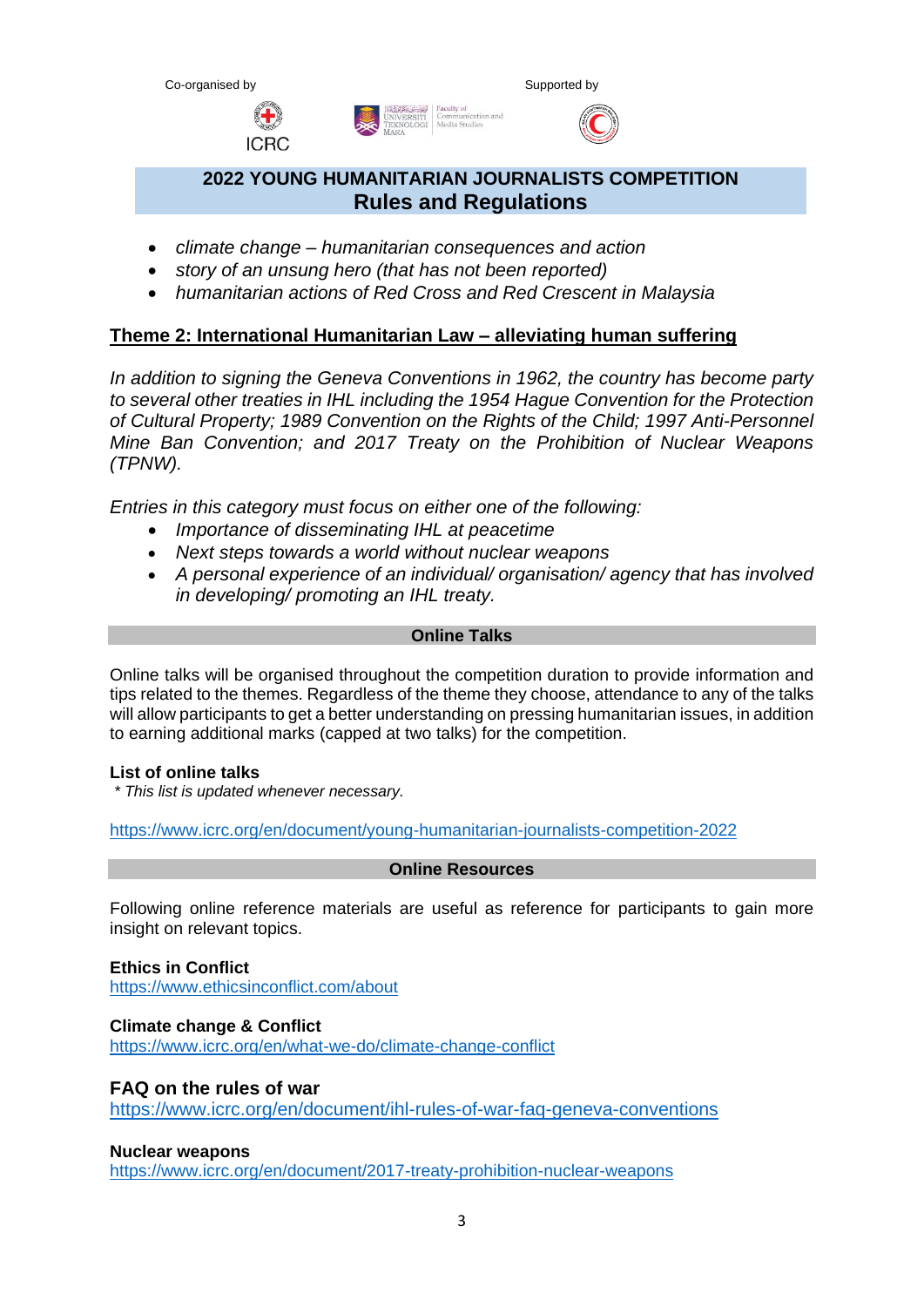- *climate change – humanitarian consequences and action*
- *story of an unsung hero (that has not been reported)*
- *humanitarian actions of Red Cross and Red Crescent in Malaysia*

## Theme 2: International Humanitarian Law – alleviating human suffering

*In addition to signing the Geneva Conventions in 1962, the country has become party to several other treaties in IHL including the 1954 Hague Convention for the Protection of Cultural Property; 1989 Convention on the Rights of the Child; 1997 Anti-Personnel Mine Ban Convention; and 2017 Treaty on the Prohibition of Nuclear Weapons (TPNW).*

*Entries in this category must focus on either one of the following:*

- *Importance of disseminating IHL at peacetime*
- *Next steps towards a world without nuclear weapons*
- *A personal experience of an individual/ organisation/ agency that has involved in developing/ promoting an IHL treaty.*

## Online Talks

Online talks will be organised throughout the competition duration to provide information and tips related to the themes. Regardless of the theme they choose, attendance to any of the talks will allow participants to get a better understanding on pressing humanitarian issues, in addition to earning additional marks (capped at two talks) for the competition.

**List of online talks**

*\* This list is updated whenever necessary.*

https://www.icrc.org/en/document/young-humanitarian-journalists-competition-2022

## Online Resources

Following online reference materials are useful as reference for participants to gain more insight on relevant topics.

**Ethics in Conflict**
https://www.ethicsinconflict.com/about

**Climate change & Conflict**
https://www.icrc.org/en/what-we-do/climate-change-conflict

**FAQ on the rules of war**
https://www.icrc.org/en/document/ihl-rules-of-war-faq-geneva-conventions

**Nuclear weapons**
https://www.icrc.org/en/document/2017-treaty-prohibition-nuclear-weapons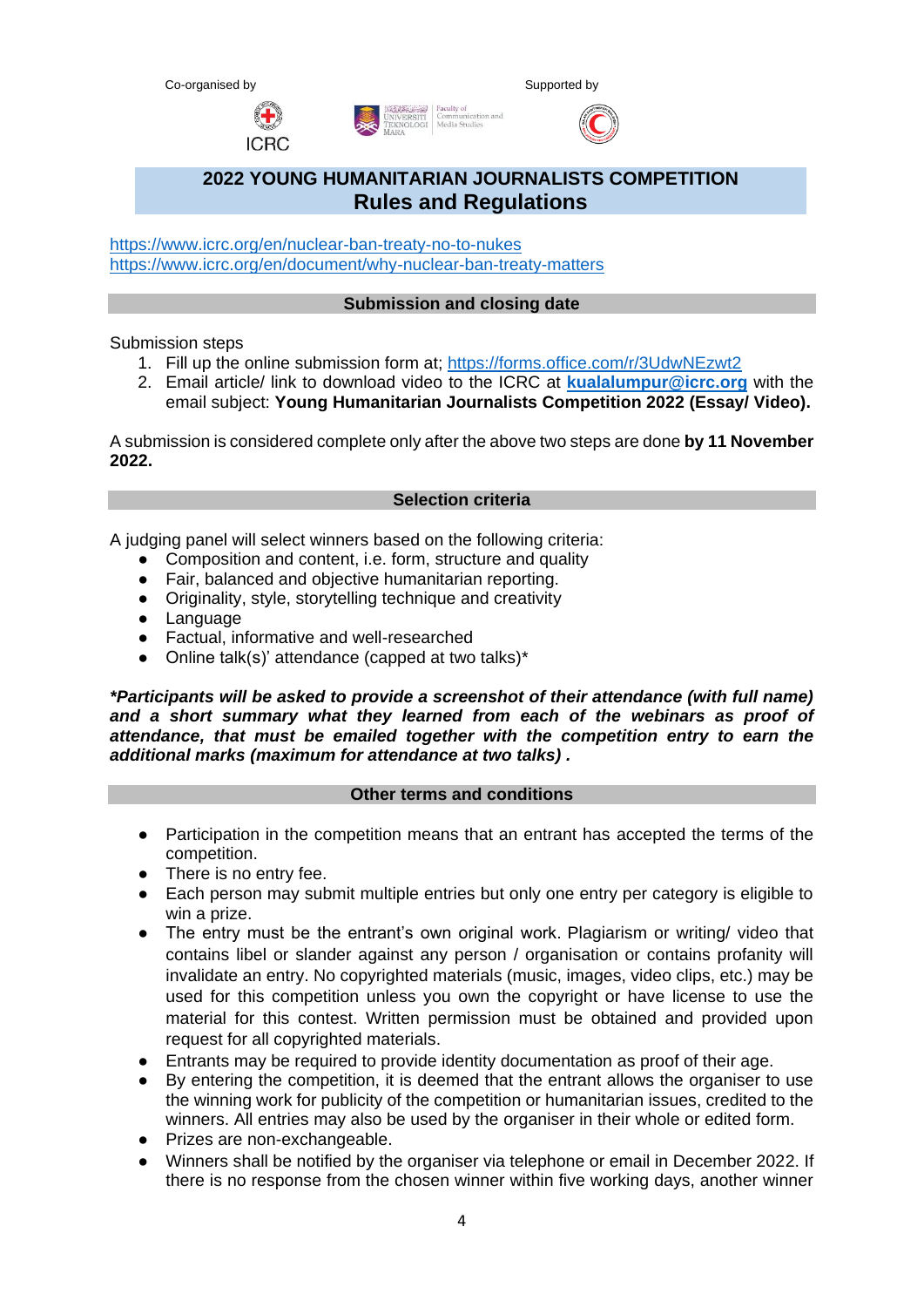Co-organised by

Supported by

## 2022 YOUNG HUMANITARIAN JOURNALISTS COMPETITION
## Rules and Regulations

https://www.icrc.org/en/nuclear-ban-treaty-no-to-nukes
https://www.icrc.org/en/document/why-nuclear-ban-treaty-matters

### Submission and closing date

Submission steps

1. Fill up the online submission form at; https://forms.office.com/r/3UdwNEzwt2
2. Email article/ link to download video to the ICRC at **kualalumpur@icrc.org** with the email subject: **Young Humanitarian Journalists Competition 2022 (Essay/ Video).**

A submission is considered complete only after the above two steps are done **by 11 November 2022.**

### Selection criteria

A judging panel will select winners based on the following criteria:

- Composition and content, i.e. form, structure and quality
- Fair, balanced and objective humanitarian reporting.
- Originality, style, storytelling technique and creativity
- Language
- Factual, informative and well-researched
- Online talk(s)' attendance (capped at two talks)*

***Participants will be asked to provide a screenshot of their attendance (with full name) and a short summary what they learned from each of the webinars as proof of attendance, that must be emailed together with the competition entry to earn the additional marks (maximum for attendance at two talks) .***

### Other terms and conditions

- Participation in the competition means that an entrant has accepted the terms of the competition.
- There is no entry fee.
- Each person may submit multiple entries but only one entry per category is eligible to win a prize.
- The entry must be the entrant's own original work. Plagiarism or writing/ video that contains libel or slander against any person / organisation or contains profanity will invalidate an entry. No copyrighted materials (music, images, video clips, etc.) may be used for this competition unless you own the copyright or have license to use the material for this contest. Written permission must be obtained and provided upon request for all copyrighted materials.
- Entrants may be required to provide identity documentation as proof of their age.
- By entering the competition, it is deemed that the entrant allows the organiser to use the winning work for publicity of the competition or humanitarian issues, credited to the winners. All entries may also be used by the organiser in their whole or edited form.
- Prizes are non-exchangeable.
- Winners shall be notified by the organiser via telephone or email in December 2022. If there is no response from the chosen winner within five working days, another winner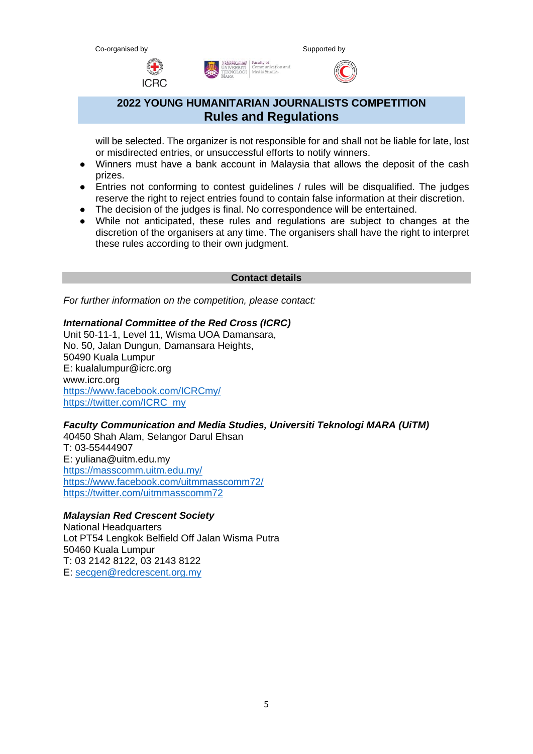will be selected. The organizer is not responsible for and shall not be liable for late, lost or misdirected entries, or unsuccessful efforts to notify winners.

- Winners must have a bank account in Malaysia that allows the deposit of the cash prizes.
- Entries not conforming to contest guidelines / rules will be disqualified. The judges reserve the right to reject entries found to contain false information at their discretion.
- The decision of the judges is final. No correspondence will be entertained.
- While not anticipated, these rules and regulations are subject to changes at the discretion of the organisers at any time. The organisers shall have the right to interpret these rules according to their own judgment.

## Contact details

*For further information on the competition, please contact:*

***International Committee of the Red Cross (ICRC)***
Unit 50-11-1, Level 11, Wisma UOA Damansara,
No. 50, Jalan Dungun, Damansara Heights,
50490 Kuala Lumpur
E: kualalumpur@icrc.org
www.icrc.org
https://www.facebook.com/ICRCmy/
https://twitter.com/ICRC_my

***Faculty Communication and Media Studies, Universiti Teknologi MARA (UiTM)***
40450 Shah Alam, Selangor Darul Ehsan
T: 03-55444907
E: yuliana@uitm.edu.my
https://masscomm.uitm.edu.my/
https://www.facebook.com/uitmmasscomm72/
https://twitter.com/uitmmasscomm72

***Malaysian Red Crescent Society***
National Headquarters
Lot PT54 Lengkok Belfield Off Jalan Wisma Putra
50460 Kuala Lumpur
T: 03 2142 8122, 03 2143 8122
E: secgen@redcrescent.org.my